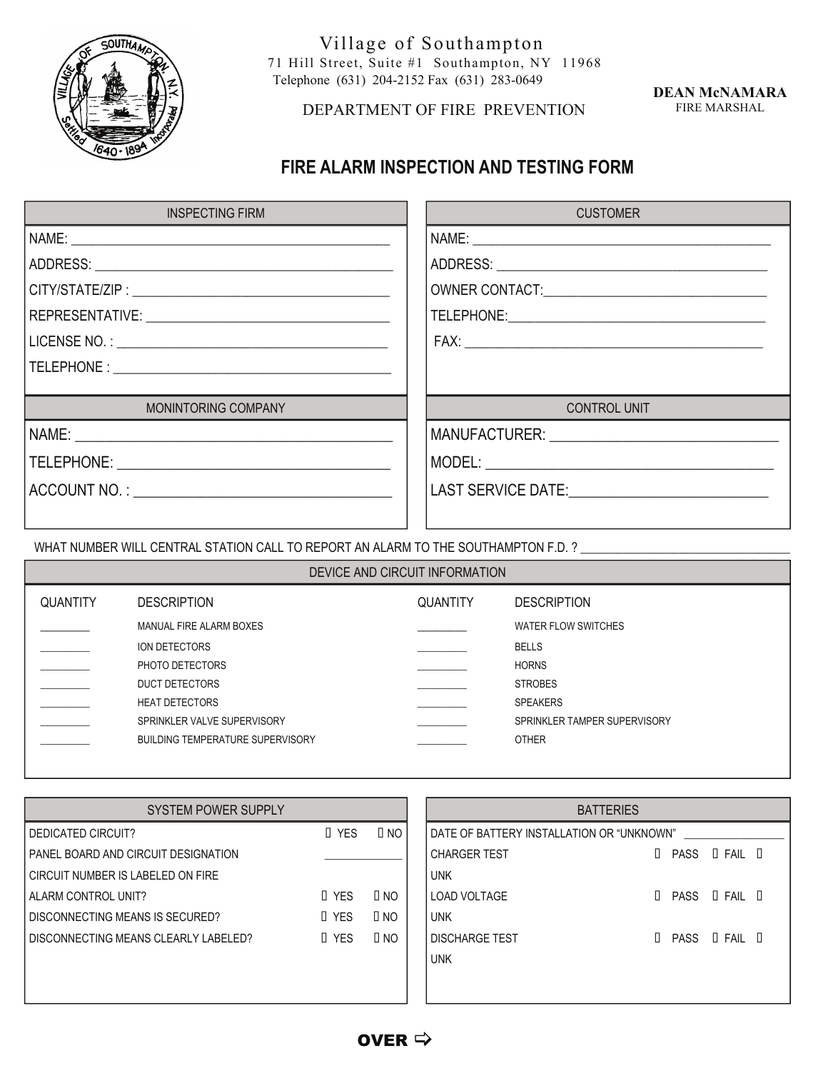Village of Southampton
71 Hill Street, Suite #1 Southampton, NY 11968
Telephone (631) 204-2152 Fax (631) 283-0649

DEPARTMENT OF FIRE PREVENTION

**DEAN McNAMARA**
FIRE MARSHAL

# FIRE ALARM INSPECTION AND TESTING FORM

| INSPECTING FIRM | CUSTOMER |
|---|---|
| NAME: ____________________ | NAME: ____________________ |
| ADDRESS: ____________________ | ADDRESS: ____________________ |
| CITY/STATE/ZIP : ____________________ | OWNER CONTACT: ____________________ |
| REPRESENTATIVE: ____________________ | TELEPHONE: ____________________ |
| LICENSE NO. : ____________________ | FAX: ____________________ |
| TELEPHONE : ____________________ | |

| MONINTORING COMPANY | CONTROL UNIT |
|---|---|
| NAME: ____________________ | MANUFACTURER: ____________________ |
| TELEPHONE: ____________________ | MODEL: ____________________ |
| ACCOUNT NO. : ____________________ | LAST SERVICE DATE: ____________________ |

WHAT NUMBER WILL CENTRAL STATION CALL TO REPORT AN ALARM TO THE SOUTHAMPTON F.D. ? ____________________

## DEVICE AND CIRCUIT INFORMATION

| QUANTITY | DESCRIPTION | QUANTITY | DESCRIPTION |
|---|---|---|---|
| _______ | MANUAL FIRE ALARM BOXES | _______ | WATER FLOW SWITCHES |
| _______ | ION DETECTORS | _______ | BELLS |
| _______ | PHOTO DETECTORS | _______ | HORNS |
| _______ | DUCT DETECTORS | _______ | STROBES |
| _______ | HEAT DETECTORS | _______ | SPEAKERS |
| _______ | SPRINKLER VALVE SUPERVISORY | _______ | SPRINKLER TAMPER SUPERVISORY |
| _______ | BUILDING TEMPERATURE SUPERVISORY | _______ | OTHER |

## SYSTEM POWER SUPPLY

| | | |
|---|---|---|
| DEDICATED CIRCUIT? | ☐ YES | ☐ NO |
| PANEL BOARD AND CIRCUIT DESIGNATION | _______ | |
| CIRCUIT NUMBER IS LABELED ON FIRE ALARM CONTROL UNIT? | ☐ YES | ☐ NO |
| DISCONNECTING MEANS IS SECURED? | ☐ YES | ☐ NO |
| DISCONNECTING MEANS CLEARLY LABELED? | ☐ YES | ☐ NO |

## BATTERIES

| | | | |
|---|---|---|---|
| DATE OF BATTERY INSTALLATION OR "UNKNOWN" | _______ | | |
| CHARGER TEST | ☐ PASS | ☐ FAIL | ☐ UNK |
| LOAD VOLTAGE | ☐ PASS | ☐ FAIL | ☐ UNK |
| DISCHARGE TEST | ☐ PASS | ☐ FAIL | ☐ UNK |

**OVER** ⇨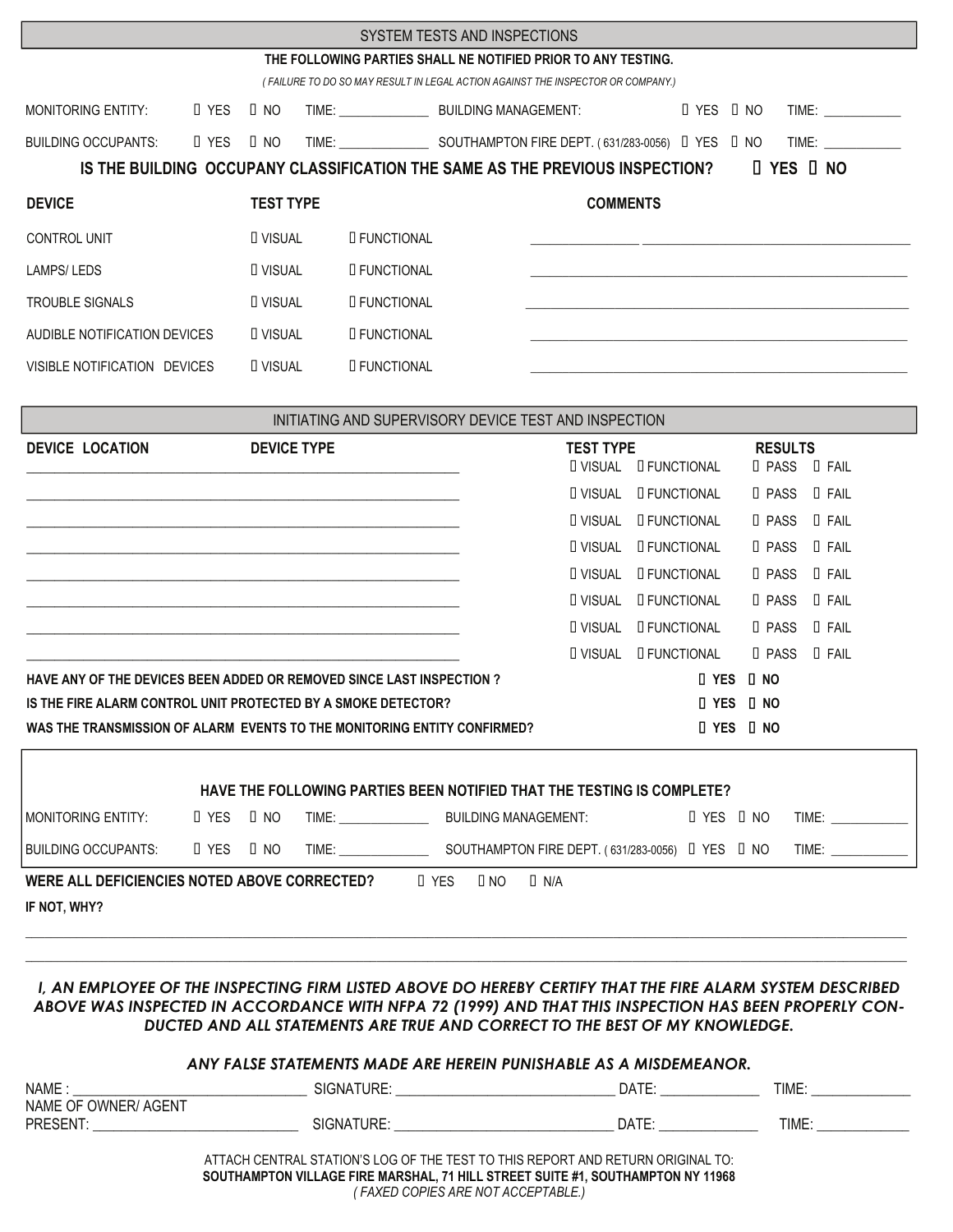## SYSTEM TESTS AND INSPECTIONS

**THE FOLLOWING PARTIES SHALL NE NOTIFIED PRIOR TO ANY TESTING.**

*( FAILURE TO DO SO MAY RESULT IN LEGAL ACTION AGAINST THE INSPECTOR OR COMPANY.)*

| | | | | | | | |
|---|---|---|---|---|---|---|---|
| MONITORING ENTITY: | ☐ YES | ☐ NO | TIME: _____________ | BUILDING MANAGEMENT: | ☐ YES | ☐ NO | TIME: ___________ |
| BUILDING OCCUPANTS: | ☐ YES | ☐ NO | TIME: _____________ | SOUTHAMPTON FIRE DEPT. ( 631/283-0056) | ☐ YES | ☐ NO | TIME: ___________ |

**IS THE BUILDING OCCUPANY CLASSIFICATION THE SAME AS THE PREVIOUS INSPECTION? ☐ YES ☐ NO**

| DEVICE | TEST TYPE | | COMMENTS |
|---|---|---|---|
| CONTROL UNIT | ☐ VISUAL | ☐ FUNCTIONAL | _______________ ______________________________________ |
| LAMPS/ LEDS | ☐ VISUAL | ☐ FUNCTIONAL | ______________________________________________________ |
| TROUBLE SIGNALS | ☐ VISUAL | ☐ FUNCTIONAL | ______________________________________________________ |
| AUDIBLE NOTIFICATION DEVICES | ☐ VISUAL | ☐ FUNCTIONAL | ______________________________________________________ |
| VISIBLE NOTIFICATION DEVICES | ☐ VISUAL | ☐ FUNCTIONAL | ______________________________________________________ |

## INITIATING AND SUPERVISORY DEVICE TEST AND INSPECTION

| DEVICE LOCATION | DEVICE TYPE | TEST TYPE | | RESULTS | |
|---|---|---|---|---|---|
| ______________________ | ______________________ | ☐ VISUAL | ☐ FUNCTIONAL | ☐ PASS | ☐ FAIL |
| ______________________ | ______________________ | ☐ VISUAL | ☐ FUNCTIONAL | ☐ PASS | ☐ FAIL |
| ______________________ | ______________________ | ☐ VISUAL | ☐ FUNCTIONAL | ☐ PASS | ☐ FAIL |
| ______________________ | ______________________ | ☐ VISUAL | ☐ FUNCTIONAL | ☐ PASS | ☐ FAIL |
| ______________________ | ______________________ | ☐ VISUAL | ☐ FUNCTIONAL | ☐ PASS | ☐ FAIL |
| ______________________ | ______________________ | ☐ VISUAL | ☐ FUNCTIONAL | ☐ PASS | ☐ FAIL |
| ______________________ | ______________________ | ☐ VISUAL | ☐ FUNCTIONAL | ☐ PASS | ☐ FAIL |
| ______________________ | ______________________ | ☐ VISUAL | ☐ FUNCTIONAL | ☐ PASS | ☐ FAIL |

**HAVE ANY OF THE DEVICES BEEN ADDED OR REMOVED SINCE LAST INSPECTION ? ☐ YES ☐ NO**

**IS THE FIRE ALARM CONTROL UNIT PROTECTED BY A SMOKE DETECTOR? ☐ YES ☐ NO**

**WAS THE TRANSMISSION OF ALARM EVENTS TO THE MONITORING ENTITY CONFIRMED? ☐ YES ☐ NO**

**HAVE THE FOLLOWING PARTIES BEEN NOTIFIED THAT THE TESTING IS COMPLETE?**

| | | | | | | | |
|---|---|---|---|---|---|---|---|
| MONITORING ENTITY: | ☐ YES | ☐ NO | TIME: _____________ | BUILDING MANAGEMENT: | ☐ YES | ☐ NO | TIME: ___________ |
| BUILDING OCCUPANTS: | ☐ YES | ☐ NO | TIME: _____________ | SOUTHAMPTON FIRE DEPT. ( 631/283-0056) | ☐ YES | ☐ NO | TIME: ___________ |

**WERE ALL DEFICIENCIES NOTED ABOVE CORRECTED?** ☐ YES ☐ NO ☐ N/A

**IF NOT, WHY?**

______________________________________________________________________________________________

______________________________________________________________________________________________

***I, AN EMPLOYEE OF THE INSPECTING FIRM LISTED ABOVE DO HEREBY CERTIFY THAT THE FIRE ALARM SYSTEM DESCRIBED ABOVE WAS INSPECTED IN ACCORDANCE WITH NFPA 72 (1999) AND THAT THIS INSPECTION HAS BEEN PROPERLY CONDUCTED AND ALL STATEMENTS ARE TRUE AND CORRECT TO THE BEST OF MY KNOWLEDGE.***

***ANY FALSE STATEMENTS MADE ARE HEREIN PUNISHABLE AS A MISDEMEANOR.***

NAME : ______________________________ SIGNATURE: ____________________________ DATE: _____________ TIME: _____________

NAME OF OWNER/ AGENT PRESENT: ___________________________ SIGNATURE: ____________________________ DATE: _____________ TIME: _____________

ATTACH CENTRAL STATION'S LOG OF THE TEST TO THIS REPORT AND RETURN ORIGINAL TO:
**SOUTHAMPTON VILLAGE FIRE MARSHAL, 71 HILL STREET SUITE #1, SOUTHAMPTON NY 11968**
*( FAXED COPIES ARE NOT ACCEPTABLE.)*